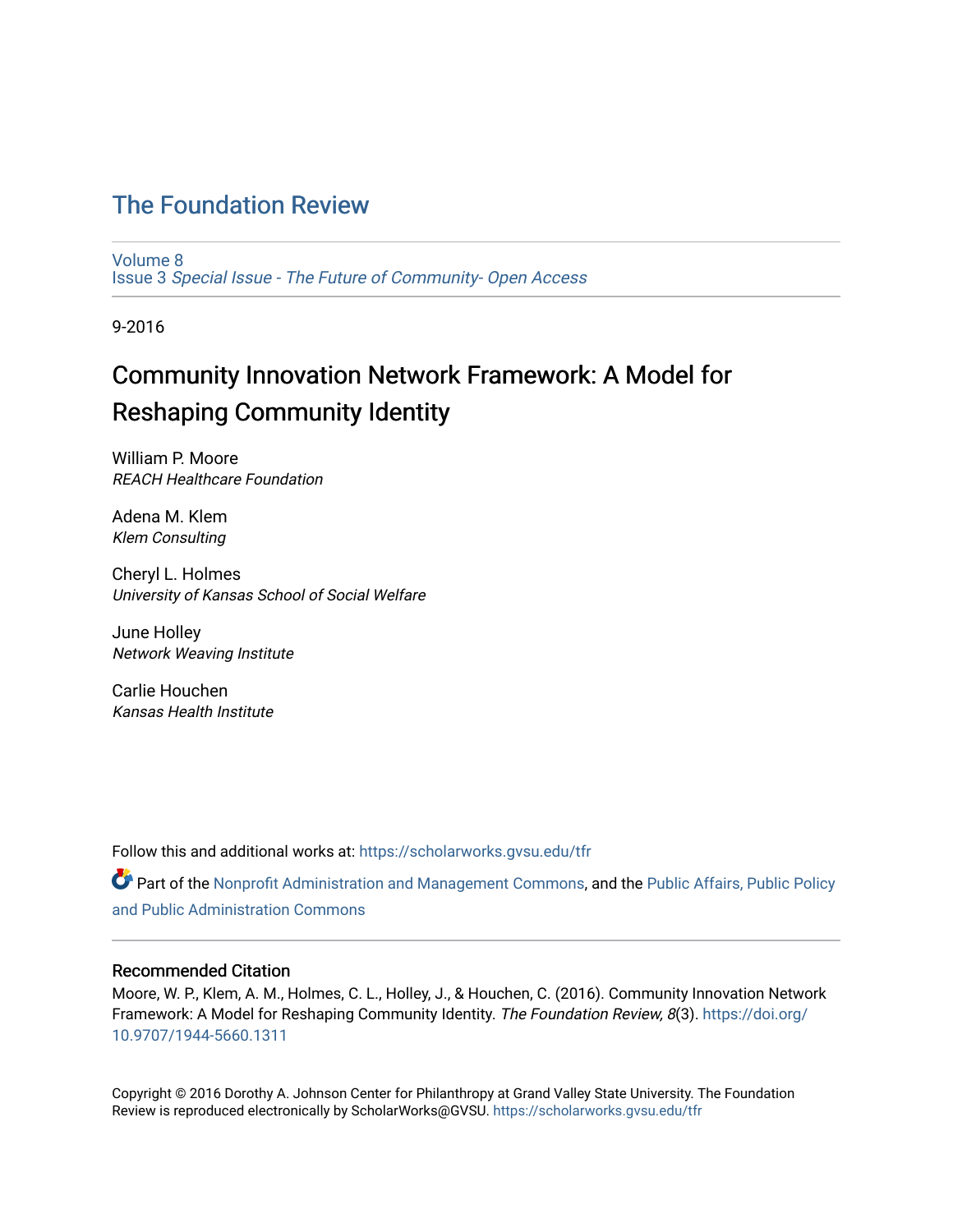# The Foundation Review

Volume 8
Issue 3 *Special Issue - The Future of Community- Open Access*

9-2016

## Community Innovation Network Framework: A Model for Reshaping Community Identity

William P. Moore
*REACH Healthcare Foundation*

Adena M. Klem
*Klem Consulting*

Cheryl L. Holmes
*University of Kansas School of Social Welfare*

June Holley
*Network Weaving Institute*

Carlie Houchen
*Kansas Health Institute*

Follow this and additional works at: https://scholarworks.gvsu.edu/tfr

Part of the Nonprofit Administration and Management Commons, and the Public Affairs, Public Policy and Public Administration Commons

### Recommended Citation

Moore, W. P., Klem, A. M., Holmes, C. L., Holley, J., & Houchen, C. (2016). Community Innovation Network Framework: A Model for Reshaping Community Identity. *The Foundation Review, 8*(3). https://doi.org/10.9707/1944-5660.1311

Copyright © 2016 Dorothy A. Johnson Center for Philanthropy at Grand Valley State University. The Foundation Review is reproduced electronically by ScholarWorks@GVSU. https://scholarworks.gvsu.edu/tfr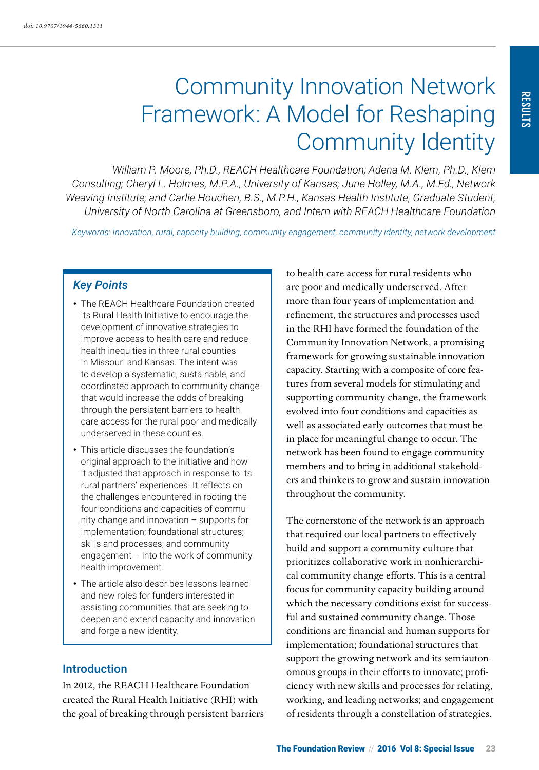# Community Innovation Network Framework: A Model for Reshaping Community Identity

*William P. Moore, Ph.D., REACH Healthcare Foundation; Adena M. Klem, Ph.D., Klem Consulting; Cheryl L. Holmes, M.P.A., University of Kansas; June Holley, M.A., M.Ed., Network Weaving Institute; and Carlie Houchen, B.S., M.P.H., Kansas Health Institute, Graduate Student, University of North Carolina at Greensboro, and Intern with REACH Healthcare Foundation*

*Keywords: Innovation, rural, capacity building, community engagement, community identity, network development*

### *Key Points*

- The REACH Healthcare Foundation created its Rural Health Initiative to encourage the development of innovative strategies to improve access to health care and reduce health inequities in three rural counties in Missouri and Kansas. The intent was to develop a systematic, sustainable, and coordinated approach to community change that would increase the odds of breaking through the persistent barriers to health care access for the rural poor and medically underserved in these counties.
- This article discusses the foundation's original approach to the initiative and how it adjusted that approach in response to its rural partners' experiences. It reflects on the challenges encountered in rooting the four conditions and capacities of community change and innovation – supports for implementation; foundational structures; skills and processes; and community engagement – into the work of community health improvement.
- The article also describes lessons learned and new roles for funders interested in assisting communities that are seeking to deepen and extend capacity and innovation and forge a new identity.

## Introduction

In 2012, the REACH Healthcare Foundation created the Rural Health Initiative (RHI) with the goal of breaking through persistent barriers to health care access for rural residents who are poor and medically underserved. After more than four years of implementation and refinement, the structures and processes used in the RHI have formed the foundation of the Community Innovation Network, a promising framework for growing sustainable innovation capacity. Starting with a composite of core features from several models for stimulating and supporting community change, the framework evolved into four conditions and capacities as well as associated early outcomes that must be in place for meaningful change to occur. The network has been found to engage community members and to bring in additional stakeholders and thinkers to grow and sustain innovation throughout the community.

The cornerstone of the network is an approach that required our local partners to effectively build and support a community culture that prioritizes collaborative work in nonhierarchical community change efforts. This is a central focus for community capacity building around which the necessary conditions exist for successful and sustained community change. Those conditions are financial and human supports for implementation; foundational structures that support the growing network and its semiautonomous groups in their efforts to innovate; proficiency with new skills and processes for relating, working, and leading networks; and engagement of residents through a constellation of strategies.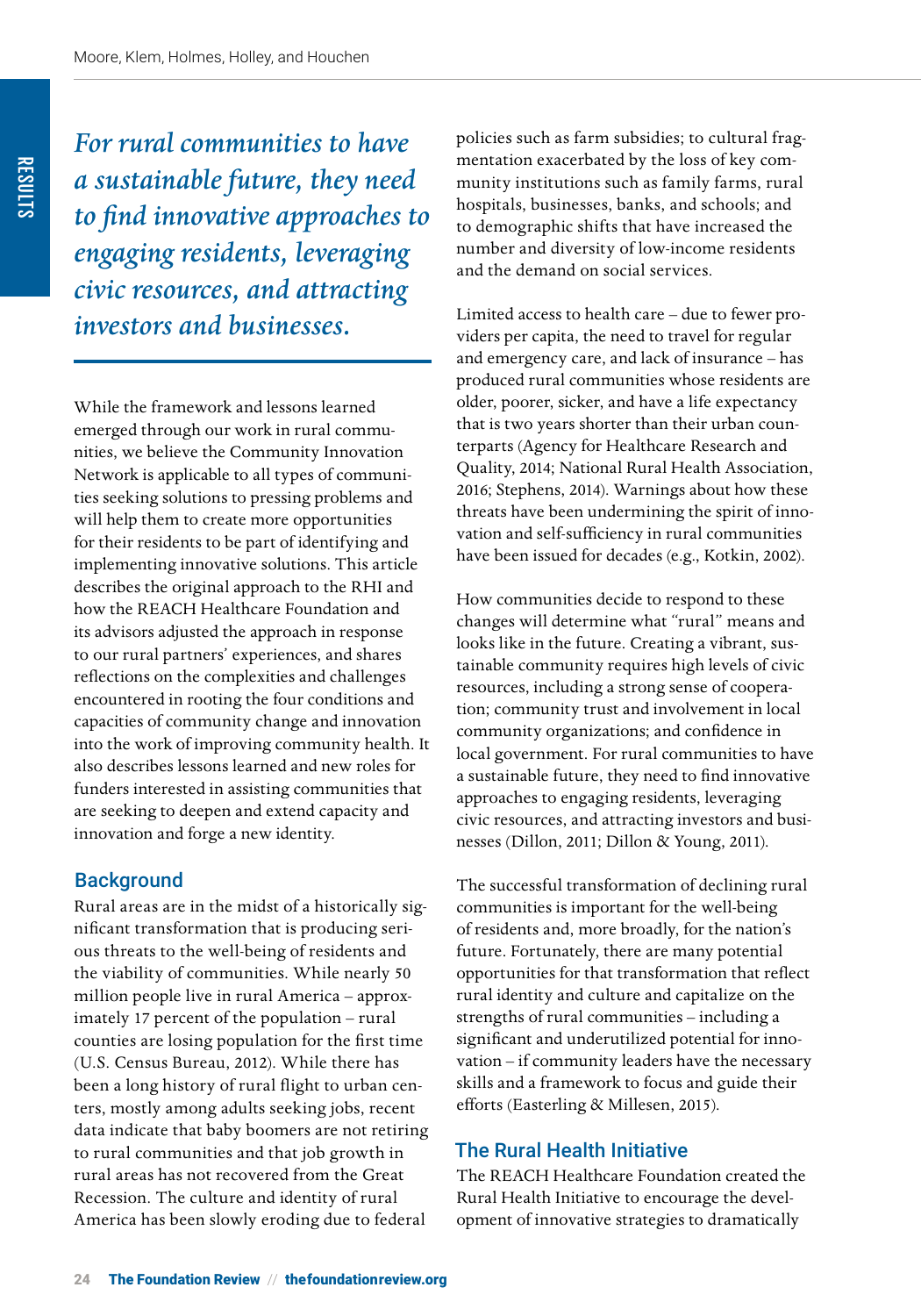*For rural communities to have a sustainable future, they need to find innovative approaches to engaging residents, leveraging civic resources, and attracting investors and businesses.*

While the framework and lessons learned emerged through our work in rural communities, we believe the Community Innovation Network is applicable to all types of communities seeking solutions to pressing problems and will help them to create more opportunities for their residents to be part of identifying and implementing innovative solutions. This article describes the original approach to the RHI and how the REACH Healthcare Foundation and its advisors adjusted the approach in response to our rural partners' experiences, and shares reflections on the complexities and challenges encountered in rooting the four conditions and capacities of community change and innovation into the work of improving community health. It also describes lessons learned and new roles for funders interested in assisting communities that are seeking to deepen and extend capacity and innovation and forge a new identity.

## Background

Rural areas are in the midst of a historically significant transformation that is producing serious threats to the well-being of residents and the viability of communities. While nearly 50 million people live in rural America – approximately 17 percent of the population – rural counties are losing population for the first time (U.S. Census Bureau, 2012). While there has been a long history of rural flight to urban centers, mostly among adults seeking jobs, recent data indicate that baby boomers are not retiring to rural communities and that job growth in rural areas has not recovered from the Great Recession. The culture and identity of rural America has been slowly eroding due to federal policies such as farm subsidies; to cultural fragmentation exacerbated by the loss of key community institutions such as family farms, rural hospitals, businesses, banks, and schools; and to demographic shifts that have increased the number and diversity of low-income residents and the demand on social services.

Limited access to health care – due to fewer providers per capita, the need to travel for regular and emergency care, and lack of insurance – has produced rural communities whose residents are older, poorer, sicker, and have a life expectancy that is two years shorter than their urban counterparts (Agency for Healthcare Research and Quality, 2014; National Rural Health Association, 2016; Stephens, 2014). Warnings about how these threats have been undermining the spirit of innovation and self-sufficiency in rural communities have been issued for decades (e.g., Kotkin, 2002).

How communities decide to respond to these changes will determine what "rural" means and looks like in the future. Creating a vibrant, sustainable community requires high levels of civic resources, including a strong sense of cooperation; community trust and involvement in local community organizations; and confidence in local government. For rural communities to have a sustainable future, they need to find innovative approaches to engaging residents, leveraging civic resources, and attracting investors and businesses (Dillon, 2011; Dillon & Young, 2011).

The successful transformation of declining rural communities is important for the well-being of residents and, more broadly, for the nation's future. Fortunately, there are many potential opportunities for that transformation that reflect rural identity and culture and capitalize on the strengths of rural communities – including a significant and underutilized potential for innovation – if community leaders have the necessary skills and a framework to focus and guide their efforts (Easterling & Millesen, 2015).

## The Rural Health Initiative

The REACH Healthcare Foundation created the Rural Health Initiative to encourage the development of innovative strategies to dramatically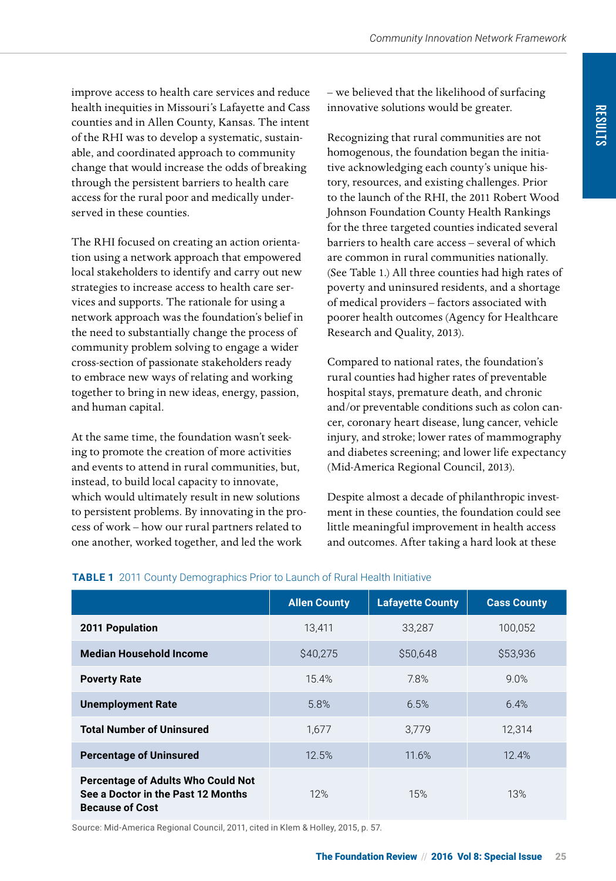improve access to health care services and reduce health inequities in Missouri's Lafayette and Cass counties and in Allen County, Kansas. The intent of the RHI was to develop a systematic, sustainable, and coordinated approach to community change that would increase the odds of breaking through the persistent barriers to health care access for the rural poor and medically underserved in these counties.

The RHI focused on creating an action orientation using a network approach that empowered local stakeholders to identify and carry out new strategies to increase access to health care services and supports. The rationale for using a network approach was the foundation's belief in the need to substantially change the process of community problem solving to engage a wider cross-section of passionate stakeholders ready to embrace new ways of relating and working together to bring in new ideas, energy, passion, and human capital.

At the same time, the foundation wasn't seeking to promote the creation of more activities and events to attend in rural communities, but, instead, to build local capacity to innovate, which would ultimately result in new solutions to persistent problems. By innovating in the process of work – how our rural partners related to one another, worked together, and led the work – we believed that the likelihood of surfacing innovative solutions would be greater.

Recognizing that rural communities are not homogenous, the foundation began the initiative acknowledging each county's unique history, resources, and existing challenges. Prior to the launch of the RHI, the 2011 Robert Wood Johnson Foundation County Health Rankings for the three targeted counties indicated several barriers to health care access – several of which are common in rural communities nationally. (See Table 1.) All three counties had high rates of poverty and uninsured residents, and a shortage of medical providers – factors associated with poorer health outcomes (Agency for Healthcare Research and Quality, 2013).

Compared to national rates, the foundation's rural counties had higher rates of preventable hospital stays, premature death, and chronic and/or preventable conditions such as colon cancer, coronary heart disease, lung cancer, vehicle injury, and stroke; lower rates of mammography and diabetes screening; and lower life expectancy (Mid-America Regional Council, 2013).

Despite almost a decade of philanthropic investment in these counties, the foundation could see little meaningful improvement in health access and outcomes. After taking a hard look at these

**TABLE 1** 2011 County Demographics Prior to Launch of Rural Health Initiative

| | Allen County | Lafayette County | Cass County |
|---|---|---|---|
| **2011 Population** | 13,411 | 33,287 | 100,052 |
| **Median Household Income** | $40,275 | $50,648 | $53,936 |
| **Poverty Rate** | 15.4% | 7.8% | 9.0% |
| **Unemployment Rate** | 5.8% | 6.5% | 6.4% |
| **Total Number of Uninsured** | 1,677 | 3,779 | 12,314 |
| **Percentage of Uninsured** | 12.5% | 11.6% | 12.4% |
| **Percentage of Adults Who Could Not See a Doctor in the Past 12 Months Because of Cost** | 12% | 15% | 13% |

Source: Mid-America Regional Council, 2011, cited in Klem & Holley, 2015, p. 57.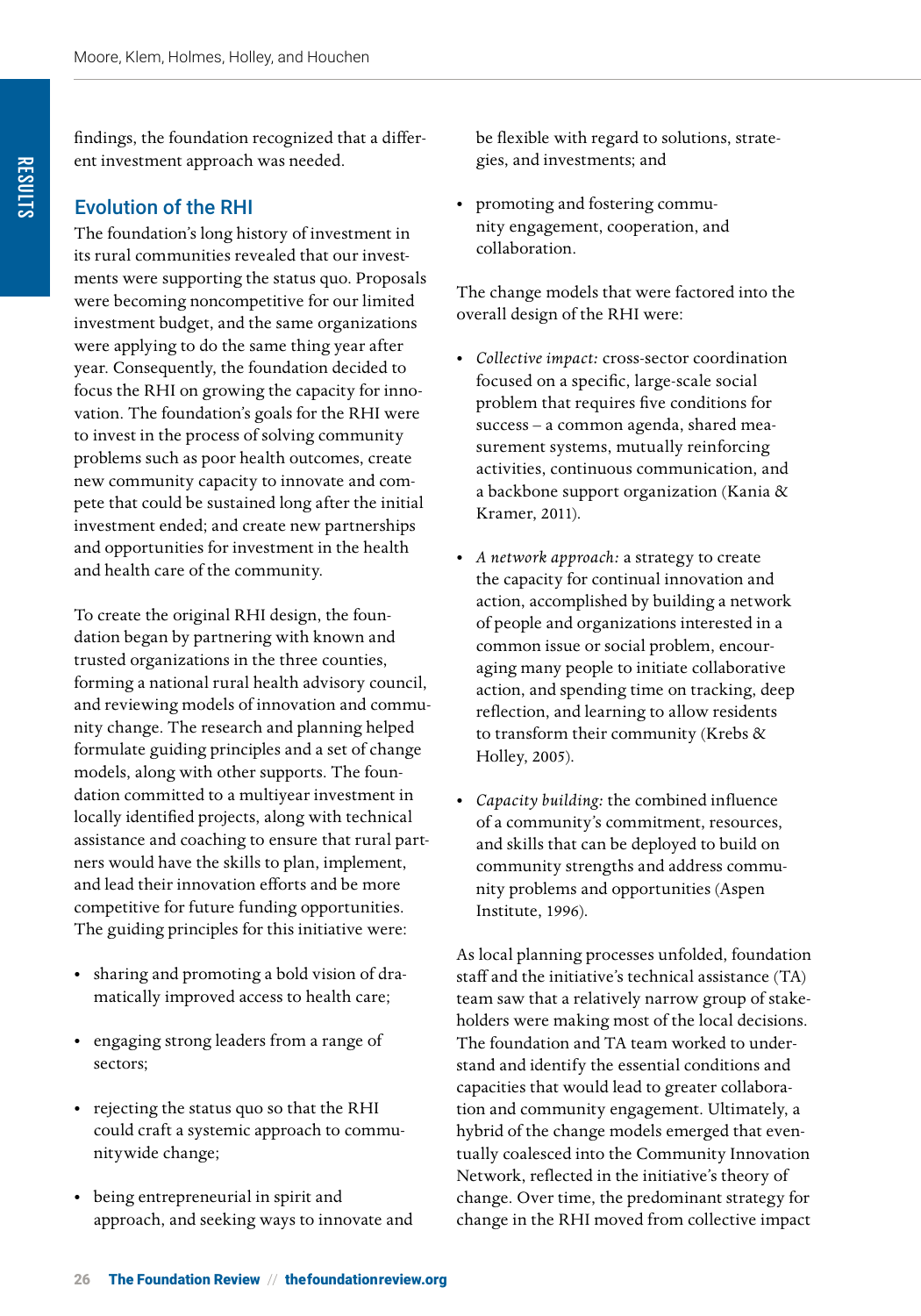findings, the foundation recognized that a different investment approach was needed.

## Evolution of the RHI

The foundation's long history of investment in its rural communities revealed that our investments were supporting the status quo. Proposals were becoming noncompetitive for our limited investment budget, and the same organizations were applying to do the same thing year after year. Consequently, the foundation decided to focus the RHI on growing the capacity for innovation. The foundation's goals for the RHI were to invest in the process of solving community problems such as poor health outcomes, create new community capacity to innovate and compete that could be sustained long after the initial investment ended; and create new partnerships and opportunities for investment in the health and health care of the community.

To create the original RHI design, the foundation began by partnering with known and trusted organizations in the three counties, forming a national rural health advisory council, and reviewing models of innovation and community change. The research and planning helped formulate guiding principles and a set of change models, along with other supports. The foundation committed to a multiyear investment in locally identified projects, along with technical assistance and coaching to ensure that rural partners would have the skills to plan, implement, and lead their innovation efforts and be more competitive for future funding opportunities. The guiding principles for this initiative were:

- sharing and promoting a bold vision of dramatically improved access to health care;
- engaging strong leaders from a range of sectors;
- rejecting the status quo so that the RHI could craft a systemic approach to communitywide change;
- being entrepreneurial in spirit and approach, and seeking ways to innovate and be flexible with regard to solutions, strategies, and investments; and
- promoting and fostering community engagement, cooperation, and collaboration.

The change models that were factored into the overall design of the RHI were:

- *Collective impact:* cross-sector coordination focused on a specific, large-scale social problem that requires five conditions for success – a common agenda, shared measurement systems, mutually reinforcing activities, continuous communication, and a backbone support organization (Kania & Kramer, 2011).
- *A network approach:* a strategy to create the capacity for continual innovation and action, accomplished by building a network of people and organizations interested in a common issue or social problem, encouraging many people to initiate collaborative action, and spending time on tracking, deep reflection, and learning to allow residents to transform their community (Krebs & Holley, 2005).
- *Capacity building:* the combined influence of a community's commitment, resources, and skills that can be deployed to build on community strengths and address community problems and opportunities (Aspen Institute, 1996).

As local planning processes unfolded, foundation staff and the initiative's technical assistance (TA) team saw that a relatively narrow group of stakeholders were making most of the local decisions. The foundation and TA team worked to understand and identify the essential conditions and capacities that would lead to greater collaboration and community engagement. Ultimately, a hybrid of the change models emerged that eventually coalesced into the Community Innovation Network, reflected in the initiative's theory of change. Over time, the predominant strategy for change in the RHI moved from collective impact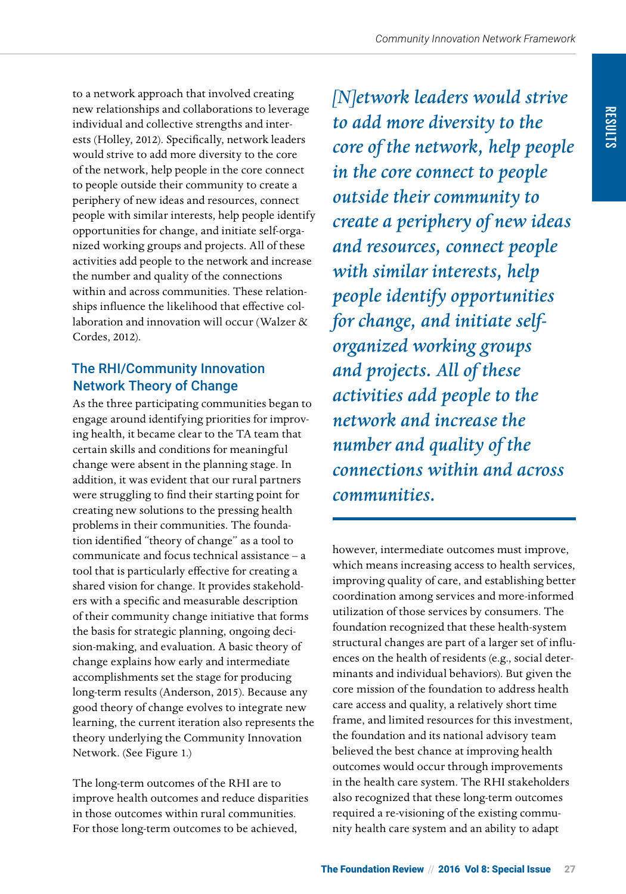to a network approach that involved creating new relationships and collaborations to leverage individual and collective strengths and interests (Holley, 2012). Specifically, network leaders would strive to add more diversity to the core of the network, help people in the core connect to people outside their community to create a periphery of new ideas and resources, connect people with similar interests, help people identify opportunities for change, and initiate self-organized working groups and projects. All of these activities add people to the network and increase the number and quality of the connections within and across communities. These relationships influence the likelihood that effective collaboration and innovation will occur (Walzer & Cordes, 2012).

> *[N]etwork leaders would strive to add more diversity to the core of the network, help people in the core connect to people outside their community to create a periphery of new ideas and resources, connect people with similar interests, help people identify opportunities for change, and initiate self-organized working groups and projects. All of these activities add people to the network and increase the number and quality of the connections within and across communities.*

## The RHI/Community Innovation Network Theory of Change

As the three participating communities began to engage around identifying priorities for improving health, it became clear to the TA team that certain skills and conditions for meaningful change were absent in the planning stage. In addition, it was evident that our rural partners were struggling to find their starting point for creating new solutions to the pressing health problems in their communities. The foundation identified "theory of change" as a tool to communicate and focus technical assistance – a tool that is particularly effective for creating a shared vision for change. It provides stakeholders with a specific and measurable description of their community change initiative that forms the basis for strategic planning, ongoing decision-making, and evaluation. A basic theory of change explains how early and intermediate accomplishments set the stage for producing long-term results (Anderson, 2015). Because any good theory of change evolves to integrate new learning, the current iteration also represents the theory underlying the Community Innovation Network. (See Figure 1.)

The long-term outcomes of the RHI are to improve health outcomes and reduce disparities in those outcomes within rural communities. For those long-term outcomes to be achieved, however, intermediate outcomes must improve, which means increasing access to health services, improving quality of care, and establishing better coordination among services and more-informed utilization of those services by consumers. The foundation recognized that these health-system structural changes are part of a larger set of influences on the health of residents (e.g., social determinants and individual behaviors). But given the core mission of the foundation to address health care access and quality, a relatively short time frame, and limited resources for this investment, the foundation and its national advisory team believed the best chance at improving health outcomes would occur through improvements in the health care system. The RHI stakeholders also recognized that these long-term outcomes required a re-visioning of the existing community health care system and an ability to adapt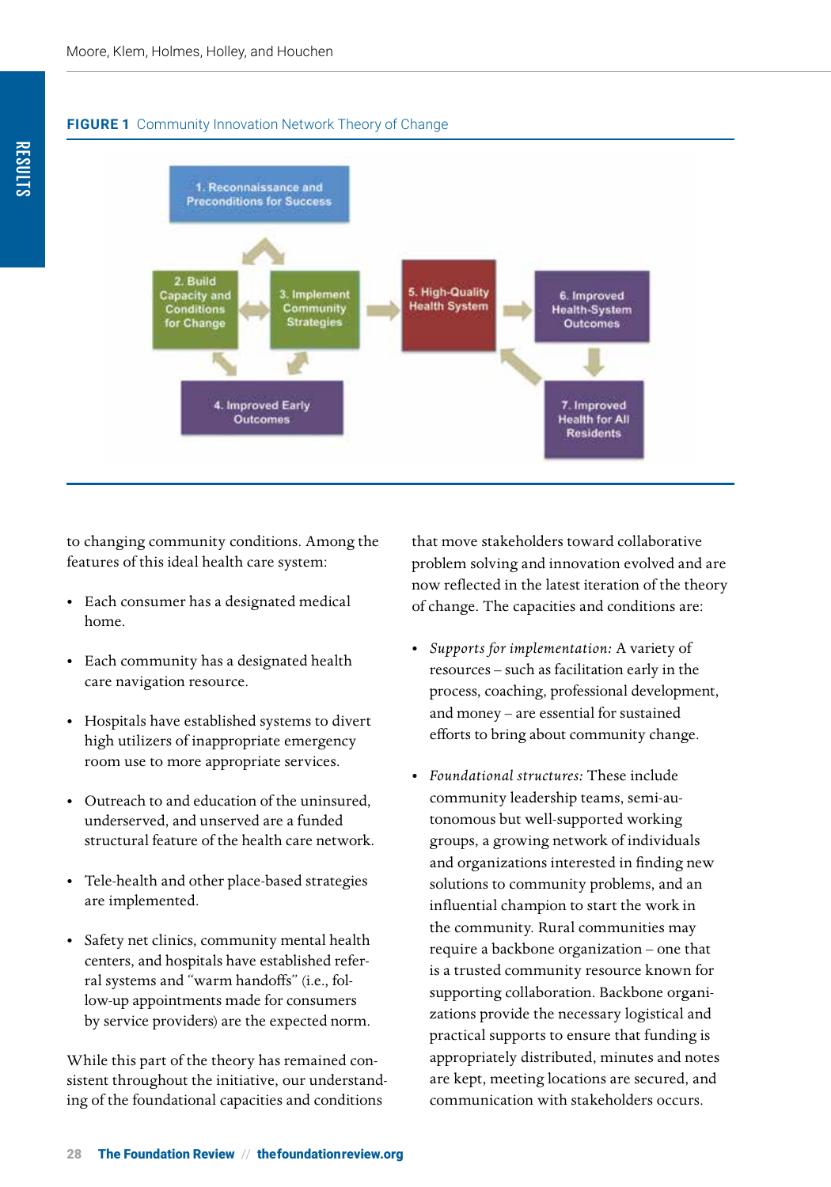**FIGURE 1** Community Innovation Network Theory of Change

1. Reconnaissance and Preconditions for Success
2. Build Capacity and Conditions for Change
3. Implement Community Strategies
4. Improved Early Outcomes
5. High-Quality Health System
6. Improved Health-System Outcomes
7. Improved Health for All Residents

to changing community conditions. Among the features of this ideal health care system:

- Each consumer has a designated medical home.
- Each community has a designated health care navigation resource.
- Hospitals have established systems to divert high utilizers of inappropriate emergency room use to more appropriate services.
- Outreach to and education of the uninsured, underserved, and unserved are a funded structural feature of the health care network.
- Tele-health and other place-based strategies are implemented.
- Safety net clinics, community mental health centers, and hospitals have established referral systems and "warm handoffs" (i.e., follow-up appointments made for consumers by service providers) are the expected norm.

While this part of the theory has remained consistent throughout the initiative, our understanding of the foundational capacities and conditions that move stakeholders toward collaborative problem solving and innovation evolved and are now reflected in the latest iteration of the theory of change. The capacities and conditions are:

- *Supports for implementation:* A variety of resources – such as facilitation early in the process, coaching, professional development, and money – are essential for sustained efforts to bring about community change.
- *Foundational structures:* These include community leadership teams, semi-autonomous but well-supported working groups, a growing network of individuals and organizations interested in finding new solutions to community problems, and an influential champion to start the work in the community. Rural communities may require a backbone organization – one that is a trusted community resource known for supporting collaboration. Backbone organizations provide the necessary logistical and practical supports to ensure that funding is appropriately distributed, minutes and notes are kept, meeting locations are secured, and communication with stakeholders occurs.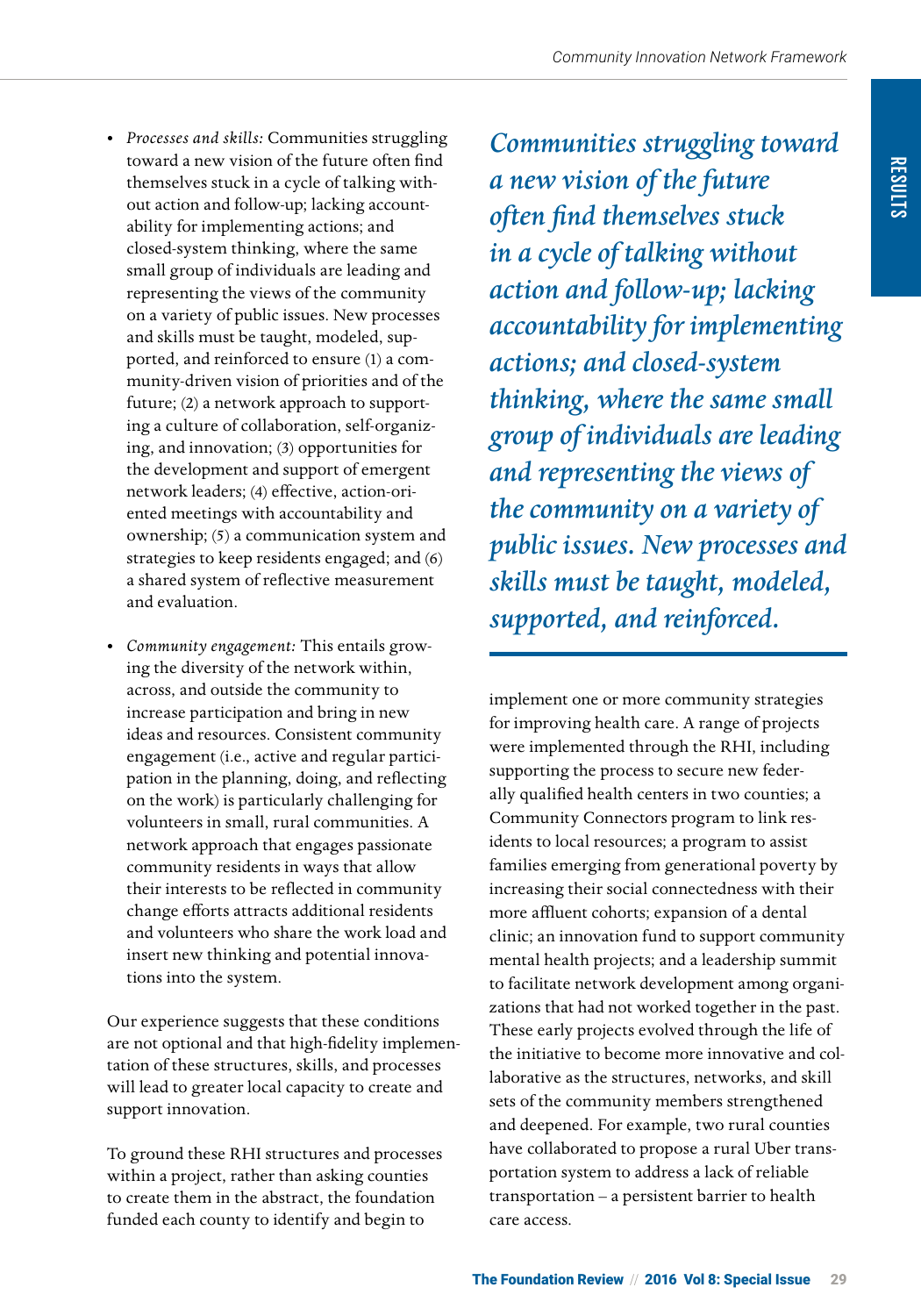- *Processes and skills:* Communities struggling toward a new vision of the future often find themselves stuck in a cycle of talking without action and follow-up; lacking accountability for implementing actions; and closed-system thinking, where the same small group of individuals are leading and representing the views of the community on a variety of public issues. New processes and skills must be taught, modeled, supported, and reinforced to ensure (1) a community-driven vision of priorities and of the future; (2) a network approach to supporting a culture of collaboration, self-organizing, and innovation; (3) opportunities for the development and support of emergent network leaders; (4) effective, action-oriented meetings with accountability and ownership; (5) a communication system and strategies to keep residents engaged; and (6) a shared system of reflective measurement and evaluation.

- *Community engagement:* This entails growing the diversity of the network within, across, and outside the community to increase participation and bring in new ideas and resources. Consistent community engagement (i.e., active and regular participation in the planning, doing, and reflecting on the work) is particularly challenging for volunteers in small, rural communities. A network approach that engages passionate community residents in ways that allow their interests to be reflected in community change efforts attracts additional residents and volunteers who share the work load and insert new thinking and potential innovations into the system.

Our experience suggests that these conditions are not optional and that high-fidelity implementation of these structures, skills, and processes will lead to greater local capacity to create and support innovation.

To ground these RHI structures and processes within a project, rather than asking counties to create them in the abstract, the foundation funded each county to identify and begin to implement one or more community strategies for improving health care. A range of projects were implemented through the RHI, including supporting the process to secure new federally qualified health centers in two counties; a Community Connectors program to link residents to local resources; a program to assist families emerging from generational poverty by increasing their social connectedness with their more affluent cohorts; expansion of a dental clinic; an innovation fund to support community mental health projects; and a leadership summit to facilitate network development among organizations that had not worked together in the past. These early projects evolved through the life of the initiative to become more innovative and collaborative as the structures, networks, and skill sets of the community members strengthened and deepened. For example, two rural counties have collaborated to propose a rural Uber transportation system to address a lack of reliable transportation – a persistent barrier to health care access.

> ***Communities struggling toward a new vision of the future often find themselves stuck in a cycle of talking without action and follow-up; lacking accountability for implementing actions; and closed-system thinking, where the same small group of individuals are leading and representing the views of the community on a variety of public issues. New processes and skills must be taught, modeled, supported, and reinforced.***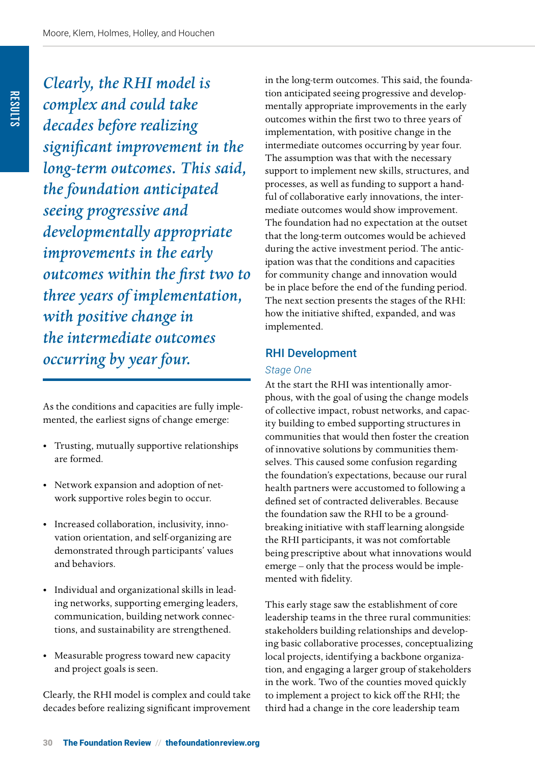*Clearly, the RHI model is complex and could take decades before realizing significant improvement in the long-term outcomes. This said, the foundation anticipated seeing progressive and developmentally appropriate improvements in the early outcomes within the first two to three years of implementation, with positive change in the intermediate outcomes occurring by year four.*

As the conditions and capacities are fully implemented, the earliest signs of change emerge:

- Trusting, mutually supportive relationships are formed.
- Network expansion and adoption of network supportive roles begin to occur.
- Increased collaboration, inclusivity, innovation orientation, and self-organizing are demonstrated through participants' values and behaviors.
- Individual and organizational skills in leading networks, supporting emerging leaders, communication, building network connections, and sustainability are strengthened.
- Measurable progress toward new capacity and project goals is seen.

Clearly, the RHI model is complex and could take decades before realizing significant improvement in the long-term outcomes. This said, the foundation anticipated seeing progressive and developmentally appropriate improvements in the early outcomes within the first two to three years of implementation, with positive change in the intermediate outcomes occurring by year four. The assumption was that with the necessary support to implement new skills, structures, and processes, as well as funding to support a handful of collaborative early innovations, the intermediate outcomes would show improvement. The foundation had no expectation at the outset that the long-term outcomes would be achieved during the active investment period. The anticipation was that the conditions and capacities for community change and innovation would be in place before the end of the funding period. The next section presents the stages of the RHI: how the initiative shifted, expanded, and was implemented.

## RHI Development

### *Stage One*

At the start the RHI was intentionally amorphous, with the goal of using the change models of collective impact, robust networks, and capacity building to embed supporting structures in communities that would then foster the creation of innovative solutions by communities themselves. This caused some confusion regarding the foundation's expectations, because our rural health partners were accustomed to following a defined set of contracted deliverables. Because the foundation saw the RHI to be a groundbreaking initiative with staff learning alongside the RHI participants, it was not comfortable being prescriptive about what innovations would emerge – only that the process would be implemented with fidelity.

This early stage saw the establishment of core leadership teams in the three rural communities: stakeholders building relationships and developing basic collaborative processes, conceptualizing local projects, identifying a backbone organization, and engaging a larger group of stakeholders in the work. Two of the counties moved quickly to implement a project to kick off the RHI; the third had a change in the core leadership team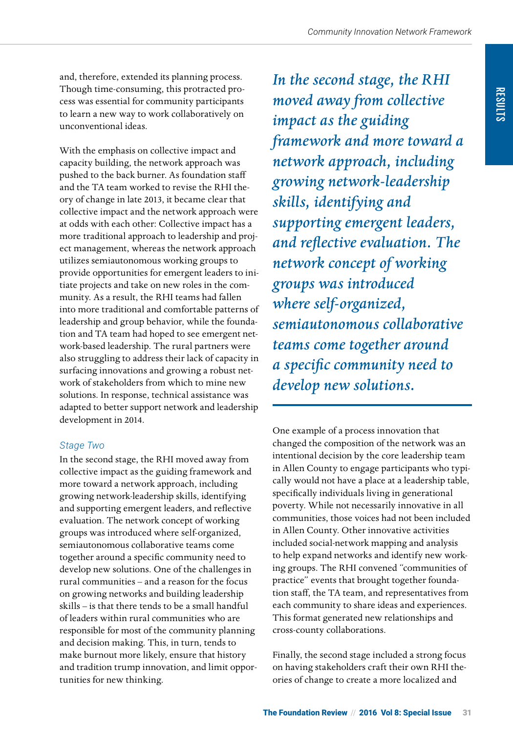and, therefore, extended its planning process. Though time-consuming, this protracted process was essential for community participants to learn a new way to work collaboratively on unconventional ideas.

With the emphasis on collective impact and capacity building, the network approach was pushed to the back burner. As foundation staff and the TA team worked to revise the RHI theory of change in late 2013, it became clear that collective impact and the network approach were at odds with each other: Collective impact has a more traditional approach to leadership and project management, whereas the network approach utilizes semiautonomous working groups to provide opportunities for emergent leaders to initiate projects and take on new roles in the community. As a result, the RHI teams had fallen into more traditional and comfortable patterns of leadership and group behavior, while the foundation and TA team had hoped to see emergent network-based leadership. The rural partners were also struggling to address their lack of capacity in surfacing innovations and growing a robust network of stakeholders from which to mine new solutions. In response, technical assistance was adapted to better support network and leadership development in 2014.

### *Stage Two*

In the second stage, the RHI moved away from collective impact as the guiding framework and more toward a network approach, including growing network-leadership skills, identifying and supporting emergent leaders, and reflective evaluation. The network concept of working groups was introduced where self-organized, semiautonomous collaborative teams come together around a specific community need to develop new solutions. One of the challenges in rural communities – and a reason for the focus on growing networks and building leadership skills – is that there tends to be a small handful of leaders within rural communities who are responsible for most of the community planning and decision making. This, in turn, tends to make burnout more likely, ensure that history and tradition trump innovation, and limit opportunities for new thinking.

> ***In the second stage, the RHI moved away from collective impact as the guiding framework and more toward a network approach, including growing network-leadership skills, identifying and supporting emergent leaders, and reflective evaluation. The network concept of working groups was introduced where self-organized, semiautonomous collaborative teams come together around a specific community need to develop new solutions.***

One example of a process innovation that changed the composition of the network was an intentional decision by the core leadership team in Allen County to engage participants who typically would not have a place at a leadership table, specifically individuals living in generational poverty. While not necessarily innovative in all communities, those voices had not been included in Allen County. Other innovative activities included social-network mapping and analysis to help expand networks and identify new working groups. The RHI convened "communities of practice" events that brought together foundation staff, the TA team, and representatives from each community to share ideas and experiences. This format generated new relationships and cross-county collaborations.

Finally, the second stage included a strong focus on having stakeholders craft their own RHI theories of change to create a more localized and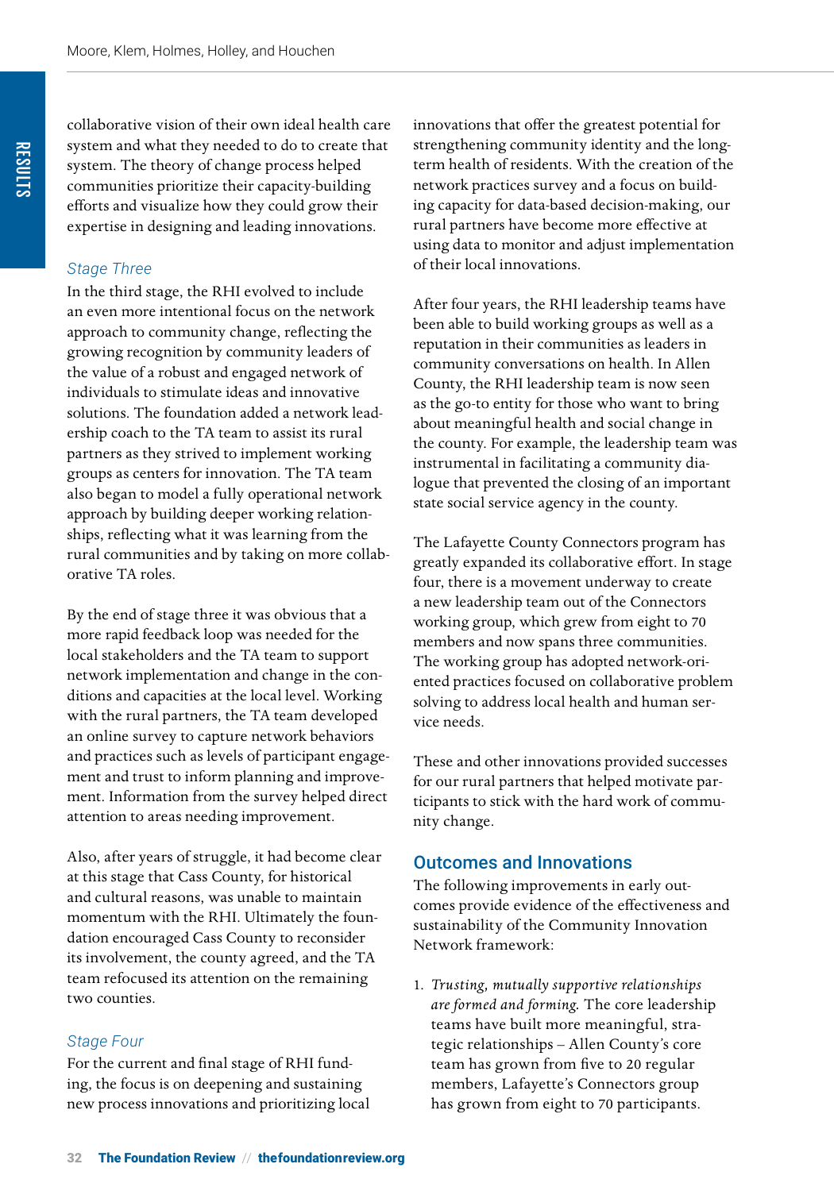collaborative vision of their own ideal health care system and what they needed to do to create that system. The theory of change process helped communities prioritize their capacity-building efforts and visualize how they could grow their expertise in designing and leading innovations.

### *Stage Three*

In the third stage, the RHI evolved to include an even more intentional focus on the network approach to community change, reflecting the growing recognition by community leaders of the value of a robust and engaged network of individuals to stimulate ideas and innovative solutions. The foundation added a network leadership coach to the TA team to assist its rural partners as they strived to implement working groups as centers for innovation. The TA team also began to model a fully operational network approach by building deeper working relationships, reflecting what it was learning from the rural communities and by taking on more collaborative TA roles.

By the end of stage three it was obvious that a more rapid feedback loop was needed for the local stakeholders and the TA team to support network implementation and change in the conditions and capacities at the local level. Working with the rural partners, the TA team developed an online survey to capture network behaviors and practices such as levels of participant engagement and trust to inform planning and improvement. Information from the survey helped direct attention to areas needing improvement.

Also, after years of struggle, it had become clear at this stage that Cass County, for historical and cultural reasons, was unable to maintain momentum with the RHI. Ultimately the foundation encouraged Cass County to reconsider its involvement, the county agreed, and the TA team refocused its attention on the remaining two counties.

### *Stage Four*

For the current and final stage of RHI funding, the focus is on deepening and sustaining new process innovations and prioritizing local innovations that offer the greatest potential for strengthening community identity and the long-term health of residents. With the creation of the network practices survey and a focus on building capacity for data-based decision-making, our rural partners have become more effective at using data to monitor and adjust implementation of their local innovations.

After four years, the RHI leadership teams have been able to build working groups as well as a reputation in their communities as leaders in community conversations on health. In Allen County, the RHI leadership team is now seen as the go-to entity for those who want to bring about meaningful health and social change in the county. For example, the leadership team was instrumental in facilitating a community dialogue that prevented the closing of an important state social service agency in the county.

The Lafayette County Connectors program has greatly expanded its collaborative effort. In stage four, there is a movement underway to create a new leadership team out of the Connectors working group, which grew from eight to 70 members and now spans three communities. The working group has adopted network-oriented practices focused on collaborative problem solving to address local health and human service needs.

These and other innovations provided successes for our rural partners that helped motivate participants to stick with the hard work of community change.

## Outcomes and Innovations

The following improvements in early outcomes provide evidence of the effectiveness and sustainability of the Community Innovation Network framework:

1. *Trusting, mutually supportive relationships are formed and forming.* The core leadership teams have built more meaningful, strategic relationships – Allen County's core team has grown from five to 20 regular members, Lafayette's Connectors group has grown from eight to 70 participants.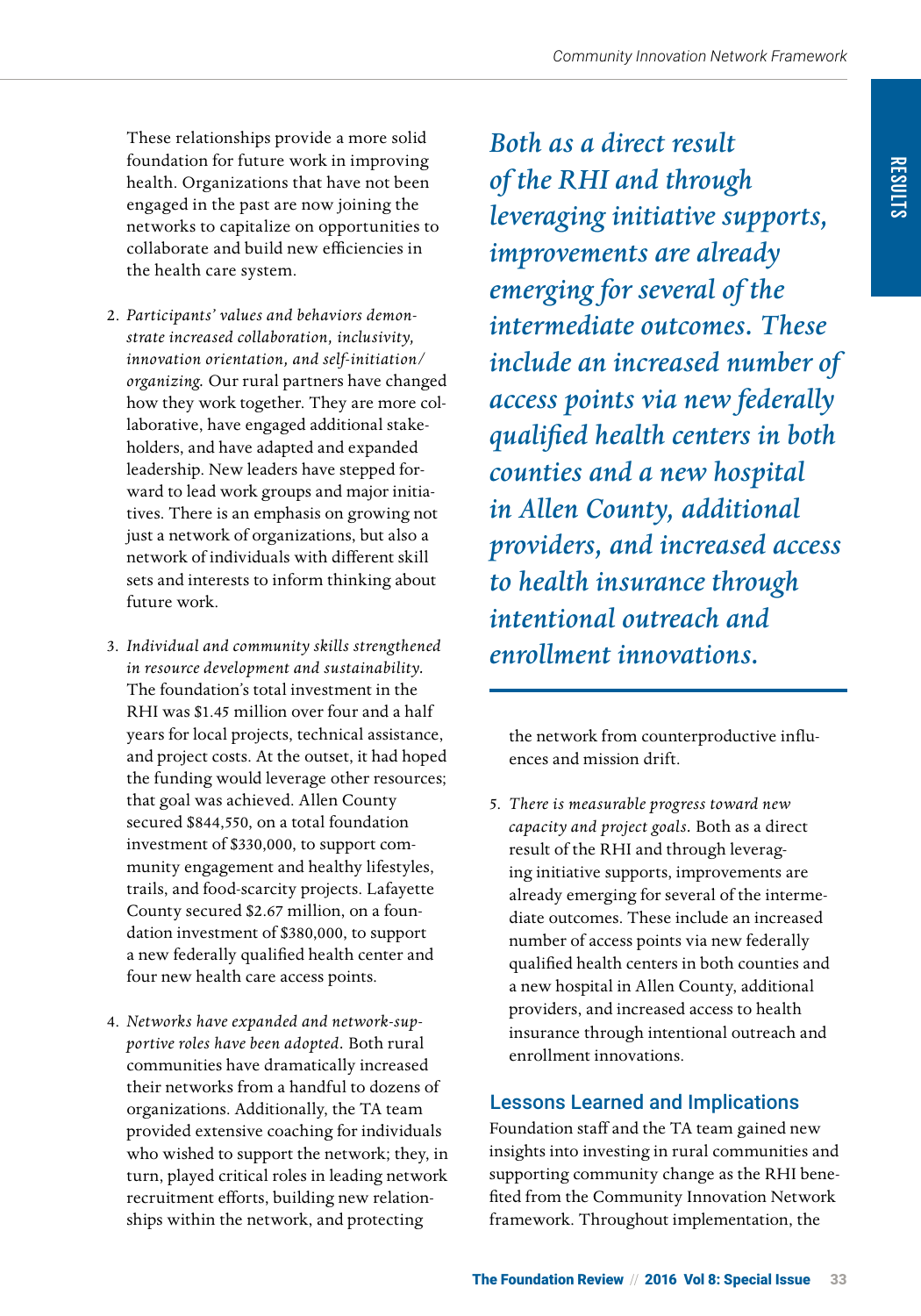These relationships provide a more solid foundation for future work in improving health. Organizations that have not been engaged in the past are now joining the networks to capitalize on opportunities to collaborate and build new efficiencies in the health care system.

2. *Participants' values and behaviors demonstrate increased collaboration, inclusivity, innovation orientation, and self-initiation/organizing.* Our rural partners have changed how they work together. They are more collaborative, have engaged additional stakeholders, and have adapted and expanded leadership. New leaders have stepped forward to lead work groups and major initiatives. There is an emphasis on growing not just a network of organizations, but also a network of individuals with different skill sets and interests to inform thinking about future work.

3. *Individual and community skills strengthened in resource development and sustainability.* The foundation's total investment in the RHI was $1.45 million over four and a half years for local projects, technical assistance, and project costs. At the outset, it had hoped the funding would leverage other resources; that goal was achieved. Allen County secured $844,550, on a total foundation investment of $330,000, to support community engagement and healthy lifestyles, trails, and food-scarcity projects. Lafayette County secured $2.67 million, on a foundation investment of $380,000, to support a new federally qualified health center and four new health care access points.

4. *Networks have expanded and network-supportive roles have been adopted.* Both rural communities have dramatically increased their networks from a handful to dozens of organizations. Additionally, the TA team provided extensive coaching for individuals who wished to support the network; they, in turn, played critical roles in leading network recruitment efforts, building new relationships within the network, and protecting the network from counterproductive influences and mission drift.

*Both as a direct result of the RHI and through leveraging initiative supports, improvements are already emerging for several of the intermediate outcomes. These include an increased number of access points via new federally qualified health centers in both counties and a new hospital in Allen County, additional providers, and increased access to health insurance through intentional outreach and enrollment innovations.*

5. *There is measurable progress toward new capacity and project goals.* Both as a direct result of the RHI and through leveraging initiative supports, improvements are already emerging for several of the intermediate outcomes. These include an increased number of access points via new federally qualified health centers in both counties and a new hospital in Allen County, additional providers, and increased access to health insurance through intentional outreach and enrollment innovations.

## Lessons Learned and Implications

Foundation staff and the TA team gained new insights into investing in rural communities and supporting community change as the RHI benefited from the Community Innovation Network framework. Throughout implementation, the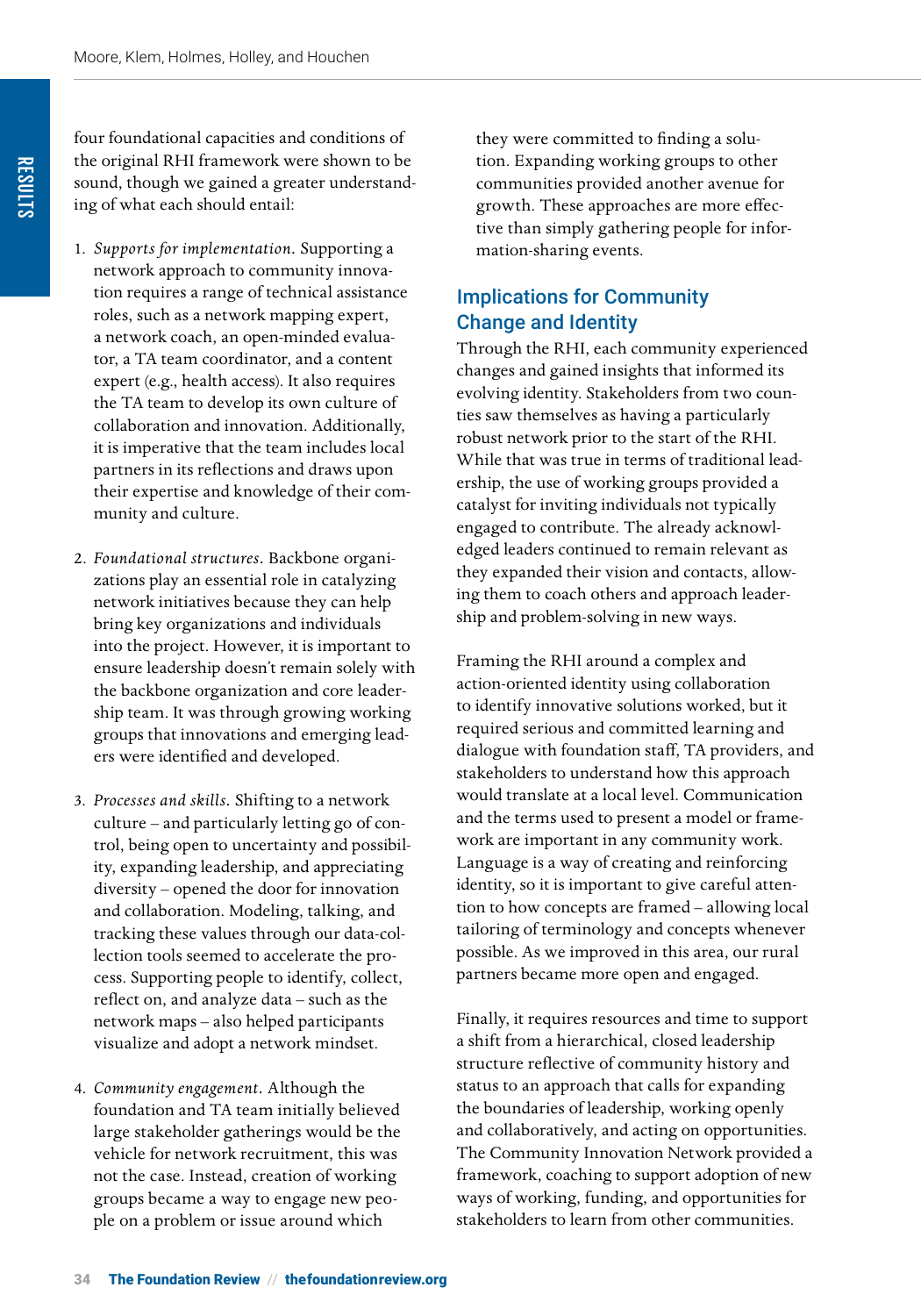four foundational capacities and conditions of the original RHI framework were shown to be sound, though we gained a greater understanding of what each should entail:

1. *Supports for implementation.* Supporting a network approach to community innovation requires a range of technical assistance roles, such as a network mapping expert, a network coach, an open-minded evaluator, a TA team coordinator, and a content expert (e.g., health access). It also requires the TA team to develop its own culture of collaboration and innovation. Additionally, it is imperative that the team includes local partners in its reflections and draws upon their expertise and knowledge of their community and culture.

2. *Foundational structures.* Backbone organizations play an essential role in catalyzing network initiatives because they can help bring key organizations and individuals into the project. However, it is important to ensure leadership doesn't remain solely with the backbone organization and core leadership team. It was through growing working groups that innovations and emerging leaders were identified and developed.

3. *Processes and skills.* Shifting to a network culture – and particularly letting go of control, being open to uncertainty and possibility, expanding leadership, and appreciating diversity – opened the door for innovation and collaboration. Modeling, talking, and tracking these values through our data-collection tools seemed to accelerate the process. Supporting people to identify, collect, reflect on, and analyze data – such as the network maps – also helped participants visualize and adopt a network mindset.

4. *Community engagement.* Although the foundation and TA team initially believed large stakeholder gatherings would be the vehicle for network recruitment, this was not the case. Instead, creation of working groups became a way to engage new people on a problem or issue around which they were committed to finding a solution. Expanding working groups to other communities provided another avenue for growth. These approaches are more effective than simply gathering people for information-sharing events.

## Implications for Community Change and Identity

Through the RHI, each community experienced changes and gained insights that informed its evolving identity. Stakeholders from two counties saw themselves as having a particularly robust network prior to the start of the RHI. While that was true in terms of traditional leadership, the use of working groups provided a catalyst for inviting individuals not typically engaged to contribute. The already acknowledged leaders continued to remain relevant as they expanded their vision and contacts, allowing them to coach others and approach leadership and problem-solving in new ways.

Framing the RHI around a complex and action-oriented identity using collaboration to identify innovative solutions worked, but it required serious and committed learning and dialogue with foundation staff, TA providers, and stakeholders to understand how this approach would translate at a local level. Communication and the terms used to present a model or framework are important in any community work. Language is a way of creating and reinforcing identity, so it is important to give careful attention to how concepts are framed – allowing local tailoring of terminology and concepts whenever possible. As we improved in this area, our rural partners became more open and engaged.

Finally, it requires resources and time to support a shift from a hierarchical, closed leadership structure reflective of community history and status to an approach that calls for expanding the boundaries of leadership, working openly and collaboratively, and acting on opportunities. The Community Innovation Network provided a framework, coaching to support adoption of new ways of working, funding, and opportunities for stakeholders to learn from other communities.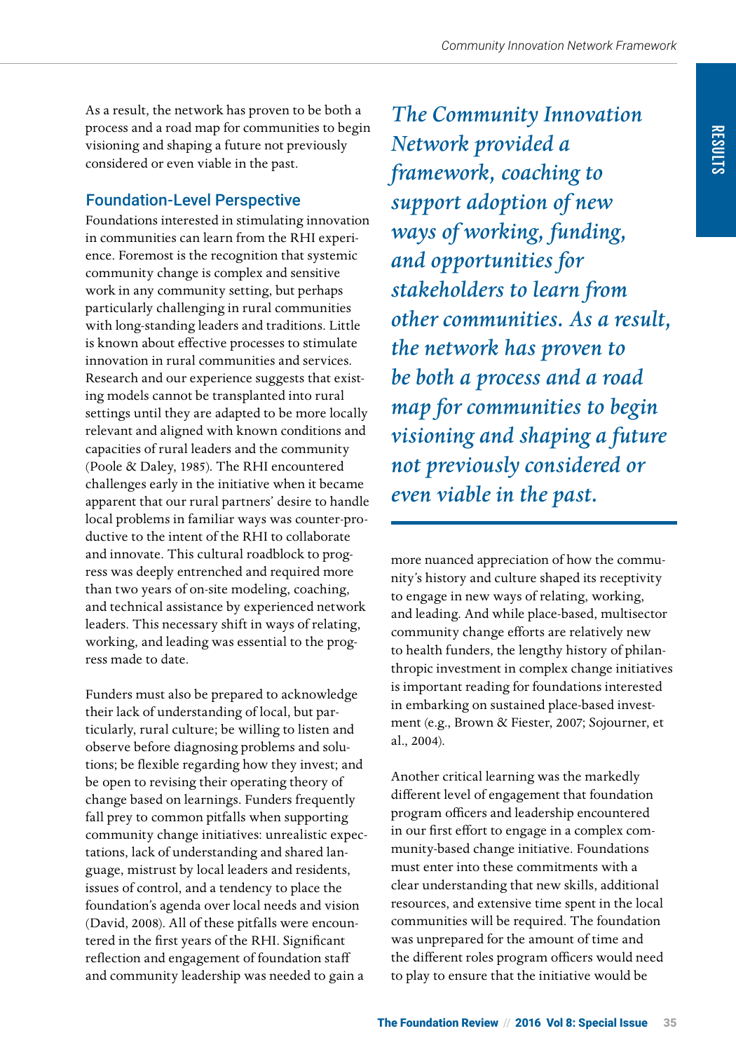As a result, the network has proven to be both a process and a road map for communities to begin visioning and shaping a future not previously considered or even viable in the past.

## Foundation-Level Perspective

Foundations interested in stimulating innovation in communities can learn from the RHI experience. Foremost is the recognition that systemic community change is complex and sensitive work in any community setting, but perhaps particularly challenging in rural communities with long-standing leaders and traditions. Little is known about effective processes to stimulate innovation in rural communities and services. Research and our experience suggests that existing models cannot be transplanted into rural settings until they are adapted to be more locally relevant and aligned with known conditions and capacities of rural leaders and the community (Poole & Daley, 1985). The RHI encountered challenges early in the initiative when it became apparent that our rural partners' desire to handle local problems in familiar ways was counter-productive to the intent of the RHI to collaborate and innovate. This cultural roadblock to progress was deeply entrenched and required more than two years of on-site modeling, coaching, and technical assistance by experienced network leaders. This necessary shift in ways of relating, working, and leading was essential to the progress made to date.

Funders must also be prepared to acknowledge their lack of understanding of local, but particularly, rural culture; be willing to listen and observe before diagnosing problems and solutions; be flexible regarding how they invest; and be open to revising their operating theory of change based on learnings. Funders frequently fall prey to common pitfalls when supporting community change initiatives: unrealistic expectations, lack of understanding and shared language, mistrust by local leaders and residents, issues of control, and a tendency to place the foundation's agenda over local needs and vision (David, 2008). All of these pitfalls were encountered in the first years of the RHI. Significant reflection and engagement of foundation staff and community leadership was needed to gain a more nuanced appreciation of how the community's history and culture shaped its receptivity to engage in new ways of relating, working, and leading. And while place-based, multisector community change efforts are relatively new to health funders, the lengthy history of philanthropic investment in complex change initiatives is important reading for foundations interested in embarking on sustained place-based investment (e.g., Brown & Fiester, 2007; Sojourner, et al., 2004).

*The Community Innovation Network provided a framework, coaching to support adoption of new ways of working, funding, and opportunities for stakeholders to learn from other communities. As a result, the network has proven to be both a process and a road map for communities to begin visioning and shaping a future not previously considered or even viable in the past.*

Another critical learning was the markedly different level of engagement that foundation program officers and leadership encountered in our first effort to engage in a complex community-based change initiative. Foundations must enter into these commitments with a clear understanding that new skills, additional resources, and extensive time spent in the local communities will be required. The foundation was unprepared for the amount of time and the different roles program officers would need to play to ensure that the initiative would be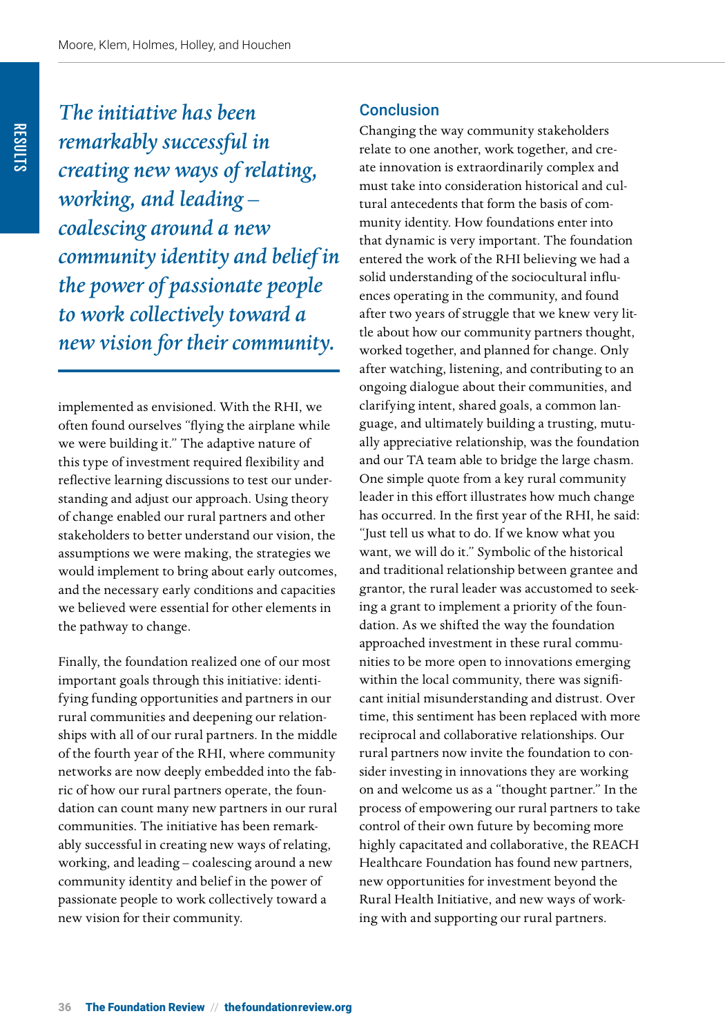*The initiative has been remarkably successful in creating new ways of relating, working, and leading – coalescing around a new community identity and belief in the power of passionate people to work collectively toward a new vision for their community.*

implemented as envisioned. With the RHI, we often found ourselves "flying the airplane while we were building it." The adaptive nature of this type of investment required flexibility and reflective learning discussions to test our understanding and adjust our approach. Using theory of change enabled our rural partners and other stakeholders to better understand our vision, the assumptions we were making, the strategies we would implement to bring about early outcomes, and the necessary early conditions and capacities we believed were essential for other elements in the pathway to change.

Finally, the foundation realized one of our most important goals through this initiative: identifying funding opportunities and partners in our rural communities and deepening our relationships with all of our rural partners. In the middle of the fourth year of the RHI, where community networks are now deeply embedded into the fabric of how our rural partners operate, the foundation can count many new partners in our rural communities. The initiative has been remarkably successful in creating new ways of relating, working, and leading – coalescing around a new community identity and belief in the power of passionate people to work collectively toward a new vision for their community.

## Conclusion

Changing the way community stakeholders relate to one another, work together, and create innovation is extraordinarily complex and must take into consideration historical and cultural antecedents that form the basis of community identity. How foundations enter into that dynamic is very important. The foundation entered the work of the RHI believing we had a solid understanding of the sociocultural influences operating in the community, and found after two years of struggle that we knew very little about how our community partners thought, worked together, and planned for change. Only after watching, listening, and contributing to an ongoing dialogue about their communities, and clarifying intent, shared goals, a common language, and ultimately building a trusting, mutually appreciative relationship, was the foundation and our TA team able to bridge the large chasm. One simple quote from a key rural community leader in this effort illustrates how much change has occurred. In the first year of the RHI, he said: "Just tell us what to do. If we know what you want, we will do it." Symbolic of the historical and traditional relationship between grantee and grantor, the rural leader was accustomed to seeking a grant to implement a priority of the foundation. As we shifted the way the foundation approached investment in these rural communities to be more open to innovations emerging within the local community, there was significant initial misunderstanding and distrust. Over time, this sentiment has been replaced with more reciprocal and collaborative relationships. Our rural partners now invite the foundation to consider investing in innovations they are working on and welcome us as a "thought partner." In the process of empowering our rural partners to take control of their own future by becoming more highly capacitated and collaborative, the REACH Healthcare Foundation has found new partners, new opportunities for investment beyond the Rural Health Initiative, and new ways of working with and supporting our rural partners.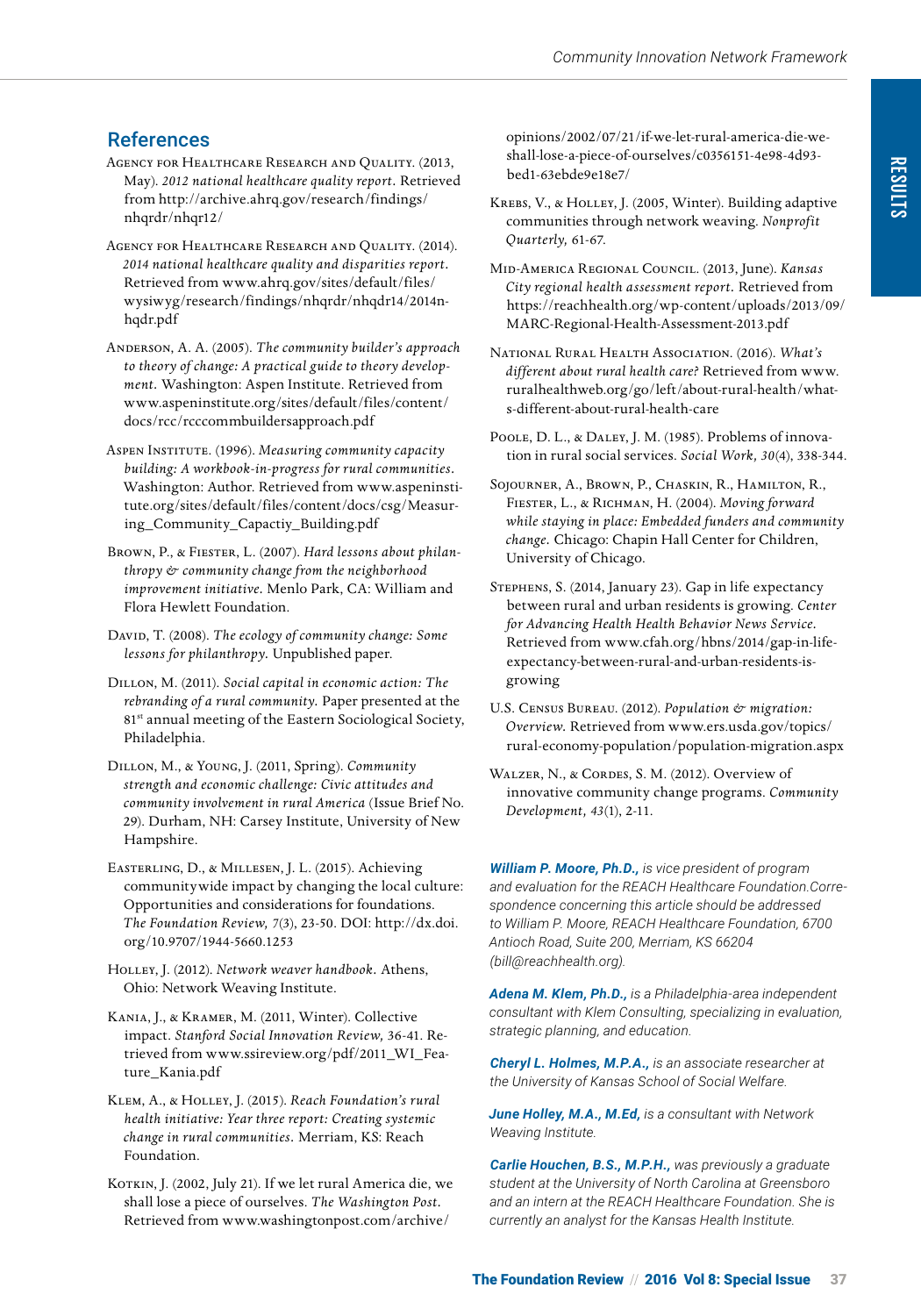## References

Agency for Healthcare Research and Quality. (2013, May). *2012 national healthcare quality report*. Retrieved from http://archive.ahrq.gov/research/findings/nhqrdr/nhqr12/

Agency for Healthcare Research and Quality. (2014). *2014 national healthcare quality and disparities report*. Retrieved from www.ahrq.gov/sites/default/files/wysiwyg/research/findings/nhqrdr/nhqdr14/2014nhqdr.pdf

Anderson, A. A. (2005). *The community builder's approach to theory of change: A practical guide to theory development*. Washington: Aspen Institute. Retrieved from www.aspeninstitute.org/sites/default/files/content/docs/rcc/rcccommbuildersapproach.pdf

Aspen Institute. (1996). *Measuring community capacity building: A workbook-in-progress for rural communities*. Washington: Author. Retrieved from www.aspeninstitute.org/sites/default/files/content/docs/csg/Measuring_Community_Capactiy_Building.pdf

Brown, P., & Fiester, L. (2007). *Hard lessons about philanthropy & community change from the neighborhood improvement initiative*. Menlo Park, CA: William and Flora Hewlett Foundation.

David, T. (2008). *The ecology of community change: Some lessons for philanthropy*. Unpublished paper.

Dillon, M. (2011). *Social capital in economic action: The rebranding of a rural community*. Paper presented at the 81st annual meeting of the Eastern Sociological Society, Philadelphia.

Dillon, M., & Young, J. (2011, Spring). *Community strength and economic challenge: Civic attitudes and community involvement in rural America* (Issue Brief No. 29). Durham, NH: Carsey Institute, University of New Hampshire.

Easterling, D., & Millesen, J. L. (2015). Achieving communitywide impact by changing the local culture: Opportunities and considerations for foundations. *The Foundation Review, 7*(3), 23-50. DOI: http://dx.doi.org/10.9707/1944-5660.1253

Holley, J. (2012). *Network weaver handbook*. Athens, Ohio: Network Weaving Institute.

Kania, J., & Kramer, M. (2011, Winter). Collective impact. *Stanford Social Innovation Review,* 36-41. Retrieved from www.ssireview.org/pdf/2011_WI_Feature_Kania.pdf

Klem, A., & Holley, J. (2015). *Reach Foundation's rural health initiative: Year three report: Creating systemic change in rural communities*. Merriam, KS: Reach Foundation.

Kotkin, J. (2002, July 21). If we let rural America die, we shall lose a piece of ourselves. *The Washington Post*. Retrieved from www.washingtonpost.com/archive/opinions/2002/07/21/if-we-let-rural-america-die-we-shall-lose-a-piece-of-ourselves/c0356151-4e98-4d93-bed1-63ebde9e18e7/

Krebs, V., & Holley, J. (2005, Winter). Building adaptive communities through network weaving. *Nonprofit Quarterly,* 61-67.

Mid-America Regional Council. (2013, June). *Kansas City regional health assessment report*. Retrieved from https://reachhealth.org/wp-content/uploads/2013/09/MARC-Regional-Health-Assessment-2013.pdf

National Rural Health Association. (2016). *What's different about rural health care?* Retrieved from www.ruralhealthweb.org/go/left/about-rural-health/what-s-different-about-rural-health-care

Poole, D. L., & Daley, J. M. (1985). Problems of innovation in rural social services. *Social Work, 30*(4), 338-344.

Sojourner, A., Brown, P., Chaskin, R., Hamilton, R., Fiester, L., & Richman, H. (2004). *Moving forward while staying in place: Embedded funders and community change*. Chicago: Chapin Hall Center for Children, University of Chicago.

Stephens, S. (2014, January 23). Gap in life expectancy between rural and urban residents is growing. *Center for Advancing Health Health Behavior News Service*. Retrieved from www.cfah.org/hbns/2014/gap-in-life-expectancy-between-rural-and-urban-residents-is-growing

U.S. Census Bureau. (2012). *Population & migration: Overview*. Retrieved from www.ers.usda.gov/topics/rural-economy-population/population-migration.aspx

Walzer, N., & Cordes, S. M. (2012). Overview of innovative community change programs. *Community Development, 43*(1), 2-11.

***William P. Moore, Ph.D.,*** *is vice president of program and evaluation for the REACH Healthcare Foundation. Correspondence concerning this article should be addressed to William P. Moore, REACH Healthcare Foundation, 6700 Antioch Road, Suite 200, Merriam, KS 66204 (bill@reachhealth.org).*

***Adena M. Klem, Ph.D.,*** *is a Philadelphia-area independent consultant with Klem Consulting, specializing in evaluation, strategic planning, and education.*

***Cheryl L. Holmes, M.P.A.,*** *is an associate researcher at the University of Kansas School of Social Welfare.*

***June Holley, M.A., M.Ed,*** *is a consultant with Network Weaving Institute.*

***Carlie Houchen, B.S., M.P.H.,*** *was previously a graduate student at the University of North Carolina at Greensboro and an intern at the REACH Healthcare Foundation. She is currently an analyst for the Kansas Health Institute.*